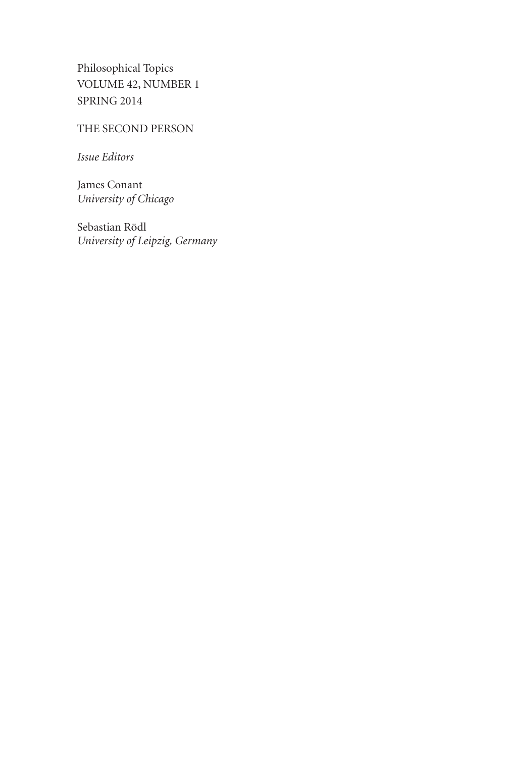Philosophical Topics
VOLUME 42, NUMBER 1
SPRING 2014

THE SECOND PERSON

*Issue Editors*

James Conant
*University of Chicago*

Sebastian Rödl
*University of Leipzig, Germany*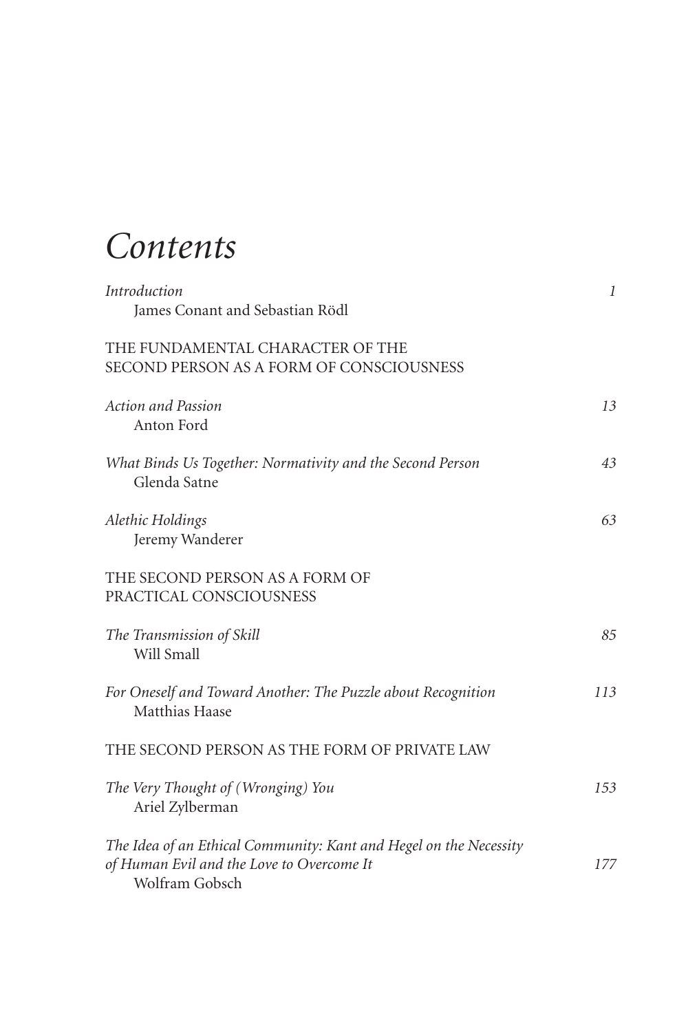# Contents

*Introduction* 1
James Conant and Sebastian Rödl

THE FUNDAMENTAL CHARACTER OF THE SECOND PERSON AS A FORM OF CONSCIOUSNESS

*Action and Passion* 13
Anton Ford

*What Binds Us Together: Normativity and the Second Person* 43
Glenda Satne

*Alethic Holdings* 63
Jeremy Wanderer

THE SECOND PERSON AS A FORM OF PRACTICAL CONSCIOUSNESS

*The Transmission of Skill* 85
Will Small

*For Oneself and Toward Another: The Puzzle about Recognition* 113
Matthias Haase

THE SECOND PERSON AS THE FORM OF PRIVATE LAW

*The Very Thought of (Wronging) You* 153
Ariel Zylberman

*The Idea of an Ethical Community: Kant and Hegel on the Necessity of Human Evil and the Love to Overcome It* 177
Wolfram Gobsch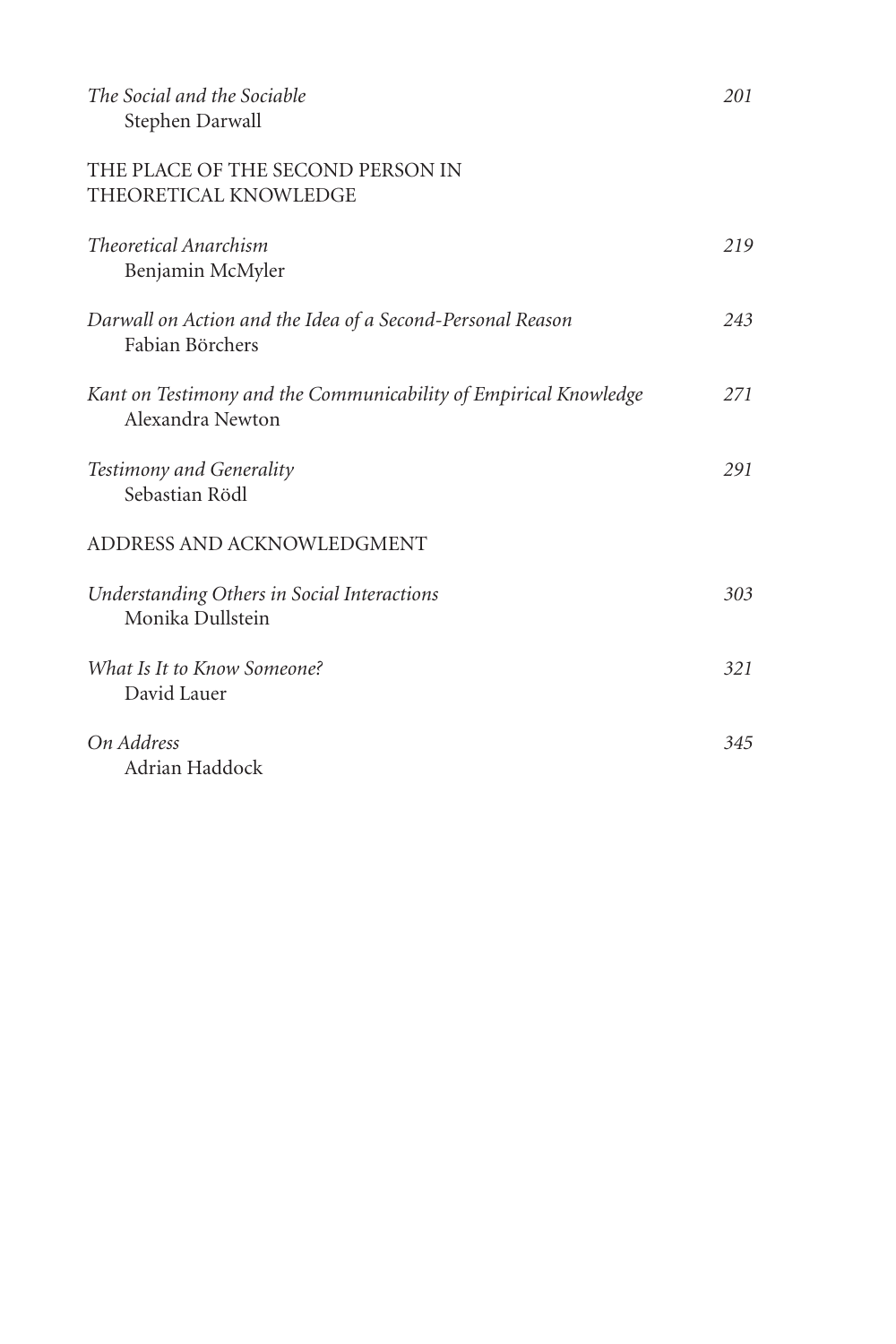*The Social and the Sociable* 201
Stephen Darwall

THE PLACE OF THE SECOND PERSON IN THEORETICAL KNOWLEDGE

*Theoretical Anarchism* 219
Benjamin McMyler

*Darwall on Action and the Idea of a Second-Personal Reason* 243
Fabian Börchers

*Kant on Testimony and the Communicability of Empirical Knowledge* 271
Alexandra Newton

*Testimony and Generality* 291
Sebastian Rödl

ADDRESS AND ACKNOWLEDGMENT

*Understanding Others in Social Interactions* 303
Monika Dullstein

*What Is It to Know Someone?* 321
David Lauer

*On Address* 345
Adrian Haddock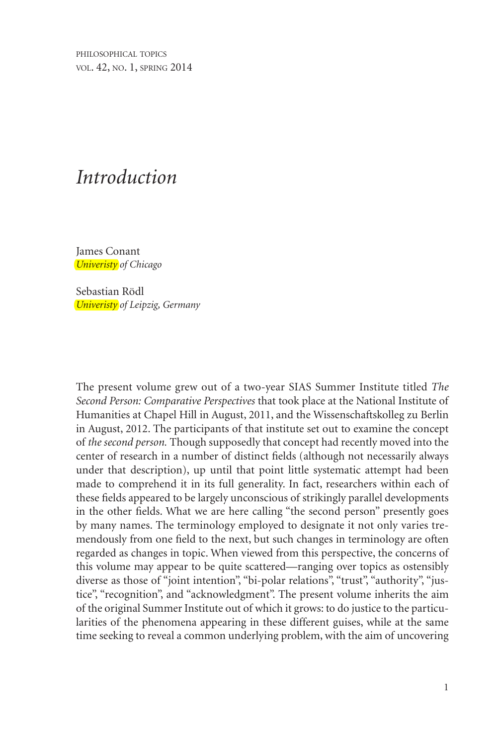# *Introduction*

James Conant
*Univeristy of Chicago*

Sebastian Rödl
*Univeristy of Leipzig, Germany*

The present volume grew out of a two-year SIAS Summer Institute titled *The Second Person: Comparative Perspectives* that took place at the National Institute of Humanities at Chapel Hill in August, 2011, and the Wissenschaftskolleg zu Berlin in August, 2012. The participants of that institute set out to examine the concept of *the second person.* Though supposedly that concept had recently moved into the center of research in a number of distinct fields (although not necessarily always under that description), up until that point little systematic attempt had been made to comprehend it in its full generality. In fact, researchers within each of these fields appeared to be largely unconscious of strikingly parallel developments in the other fields. What we are here calling "the second person" presently goes by many names. The terminology employed to designate it not only varies tremendously from one field to the next, but such changes in terminology are often regarded as changes in topic. When viewed from this perspective, the concerns of this volume may appear to be quite scattered—ranging over topics as ostensibly diverse as those of "joint intention", "bi-polar relations", "trust", "authority", "justice", "recognition", and "acknowledgment". The present volume inherits the aim of the original Summer Institute out of which it grows: to do justice to the particularities of the phenomena appearing in these different guises, while at the same time seeking to reveal a common underlying problem, with the aim of uncovering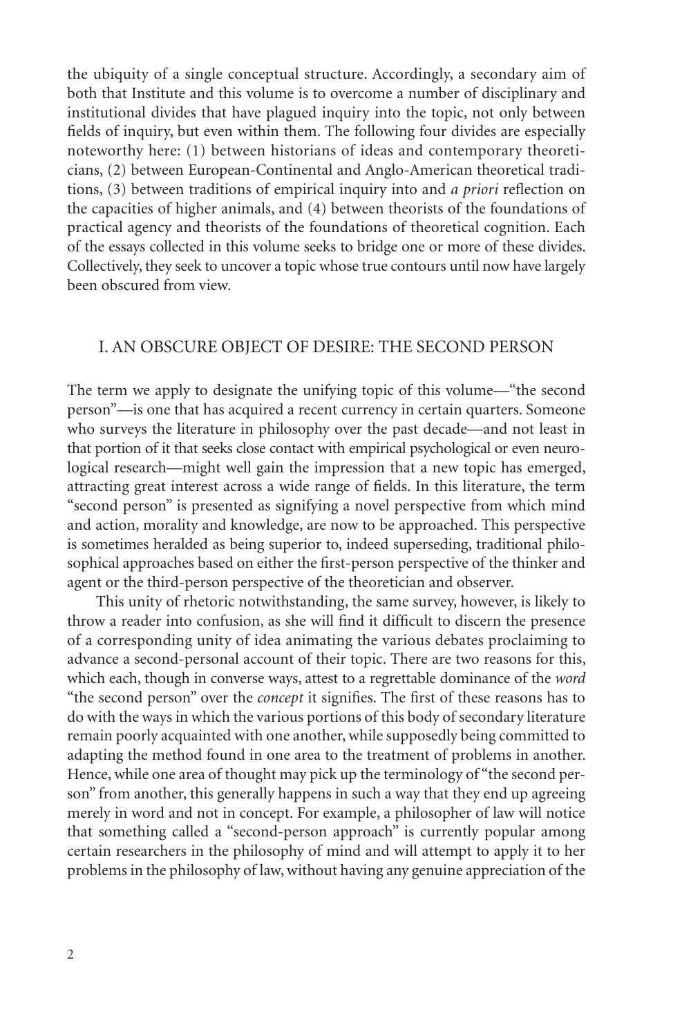the ubiquity of a single conceptual structure. Accordingly, a secondary aim of both that Institute and this volume is to overcome a number of disciplinary and institutional divides that have plagued inquiry into the topic, not only between fields of inquiry, but even within them. The following four divides are especially noteworthy here: (1) between historians of ideas and contemporary theoreticians, (2) between European-Continental and Anglo-American theoretical traditions, (3) between traditions of empirical inquiry into and *a priori* reflection on the capacities of higher animals, and (4) between theorists of the foundations of practical agency and theorists of the foundations of theoretical cognition. Each of the essays collected in this volume seeks to bridge one or more of these divides. Collectively, they seek to uncover a topic whose true contours until now have largely been obscured from view.

## I. AN OBSCURE OBJECT OF DESIRE: THE SECOND PERSON

The term we apply to designate the unifying topic of this volume—"the second person"—is one that has acquired a recent currency in certain quarters. Someone who surveys the literature in philosophy over the past decade—and not least in that portion of it that seeks close contact with empirical psychological or even neurological research—might well gain the impression that a new topic has emerged, attracting great interest across a wide range of fields. In this literature, the term "second person" is presented as signifying a novel perspective from which mind and action, morality and knowledge, are now to be approached. This perspective is sometimes heralded as being superior to, indeed superseding, traditional philosophical approaches based on either the first-person perspective of the thinker and agent or the third-person perspective of the theoretician and observer.

This unity of rhetoric notwithstanding, the same survey, however, is likely to throw a reader into confusion, as she will find it difficult to discern the presence of a corresponding unity of idea animating the various debates proclaiming to advance a second-personal account of their topic. There are two reasons for this, which each, though in converse ways, attest to a regrettable dominance of the *word* "the second person" over the *concept* it signifies. The first of these reasons has to do with the ways in which the various portions of this body of secondary literature remain poorly acquainted with one another, while supposedly being committed to adapting the method found in one area to the treatment of problems in another. Hence, while one area of thought may pick up the terminology of "the second person" from another, this generally happens in such a way that they end up agreeing merely in word and not in concept. For example, a philosopher of law will notice that something called a "second-person approach" is currently popular among certain researchers in the philosophy of mind and will attempt to apply it to her problems in the philosophy of law, without having any genuine appreciation of the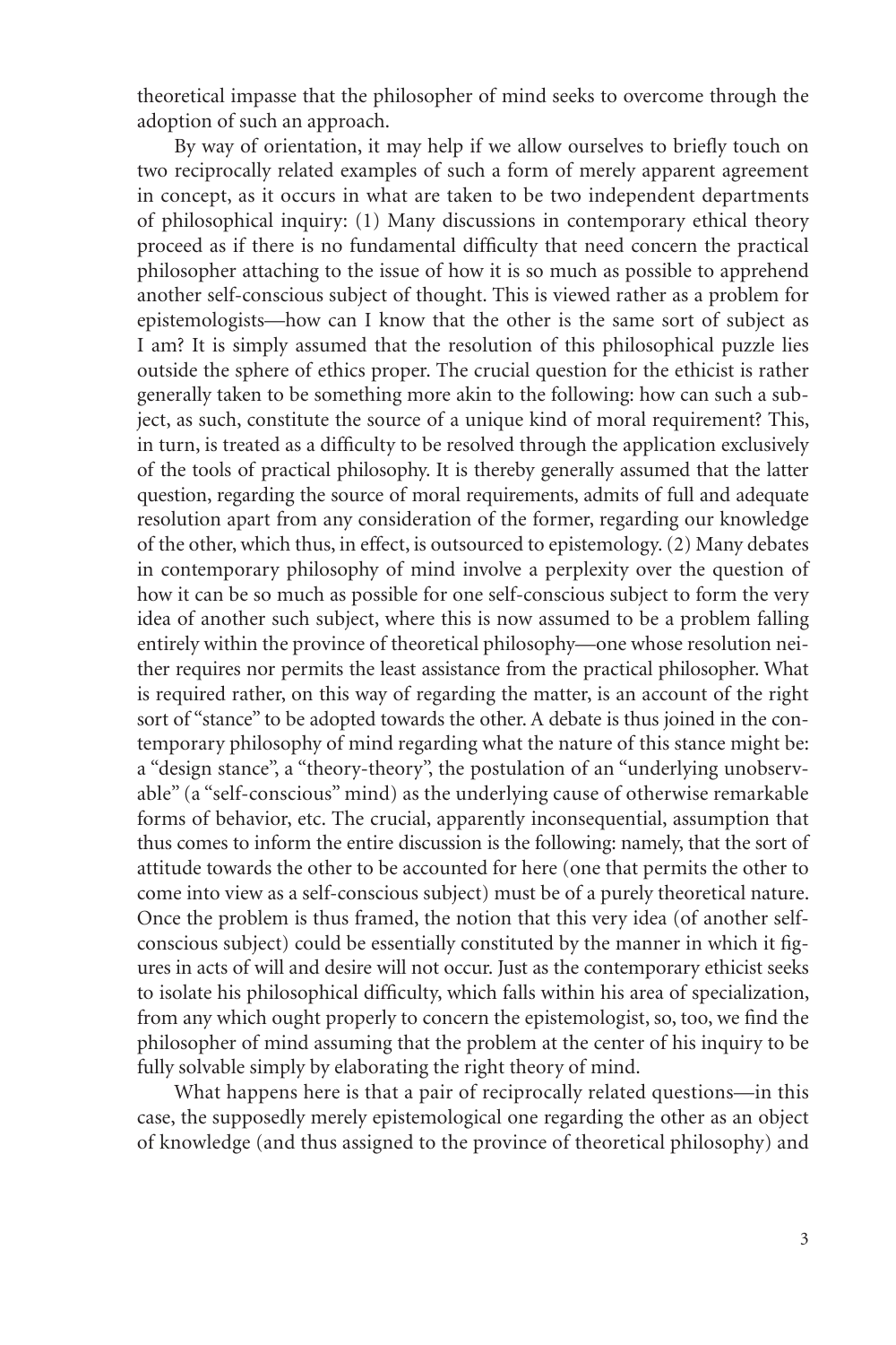theoretical impasse that the philosopher of mind seeks to overcome through the adoption of such an approach.

By way of orientation, it may help if we allow ourselves to briefly touch on two reciprocally related examples of such a form of merely apparent agreement in concept, as it occurs in what are taken to be two independent departments of philosophical inquiry: (1) Many discussions in contemporary ethical theory proceed as if there is no fundamental difficulty that need concern the practical philosopher attaching to the issue of how it is so much as possible to apprehend another self-conscious subject of thought. This is viewed rather as a problem for epistemologists—how can I know that the other is the same sort of subject as I am? It is simply assumed that the resolution of this philosophical puzzle lies outside the sphere of ethics proper. The crucial question for the ethicist is rather generally taken to be something more akin to the following: how can such a subject, as such, constitute the source of a unique kind of moral requirement? This, in turn, is treated as a difficulty to be resolved through the application exclusively of the tools of practical philosophy. It is thereby generally assumed that the latter question, regarding the source of moral requirements, admits of full and adequate resolution apart from any consideration of the former, regarding our knowledge of the other, which thus, in effect, is outsourced to epistemology. (2) Many debates in contemporary philosophy of mind involve a perplexity over the question of how it can be so much as possible for one self-conscious subject to form the very idea of another such subject, where this is now assumed to be a problem falling entirely within the province of theoretical philosophy—one whose resolution neither requires nor permits the least assistance from the practical philosopher. What is required rather, on this way of regarding the matter, is an account of the right sort of "stance" to be adopted towards the other. A debate is thus joined in the contemporary philosophy of mind regarding what the nature of this stance might be: a "design stance", a "theory-theory", the postulation of an "underlying unobservable" (a "self-conscious" mind) as the underlying cause of otherwise remarkable forms of behavior, etc. The crucial, apparently inconsequential, assumption that thus comes to inform the entire discussion is the following: namely, that the sort of attitude towards the other to be accounted for here (one that permits the other to come into view as a self-conscious subject) must be of a purely theoretical nature. Once the problem is thus framed, the notion that this very idea (of another self-conscious subject) could be essentially constituted by the manner in which it figures in acts of will and desire will not occur. Just as the contemporary ethicist seeks to isolate his philosophical difficulty, which falls within his area of specialization, from any which ought properly to concern the epistemologist, so, too, we find the philosopher of mind assuming that the problem at the center of his inquiry to be fully solvable simply by elaborating the right theory of mind.

What happens here is that a pair of reciprocally related questions—in this case, the supposedly merely epistemological one regarding the other as an object of knowledge (and thus assigned to the province of theoretical philosophy) and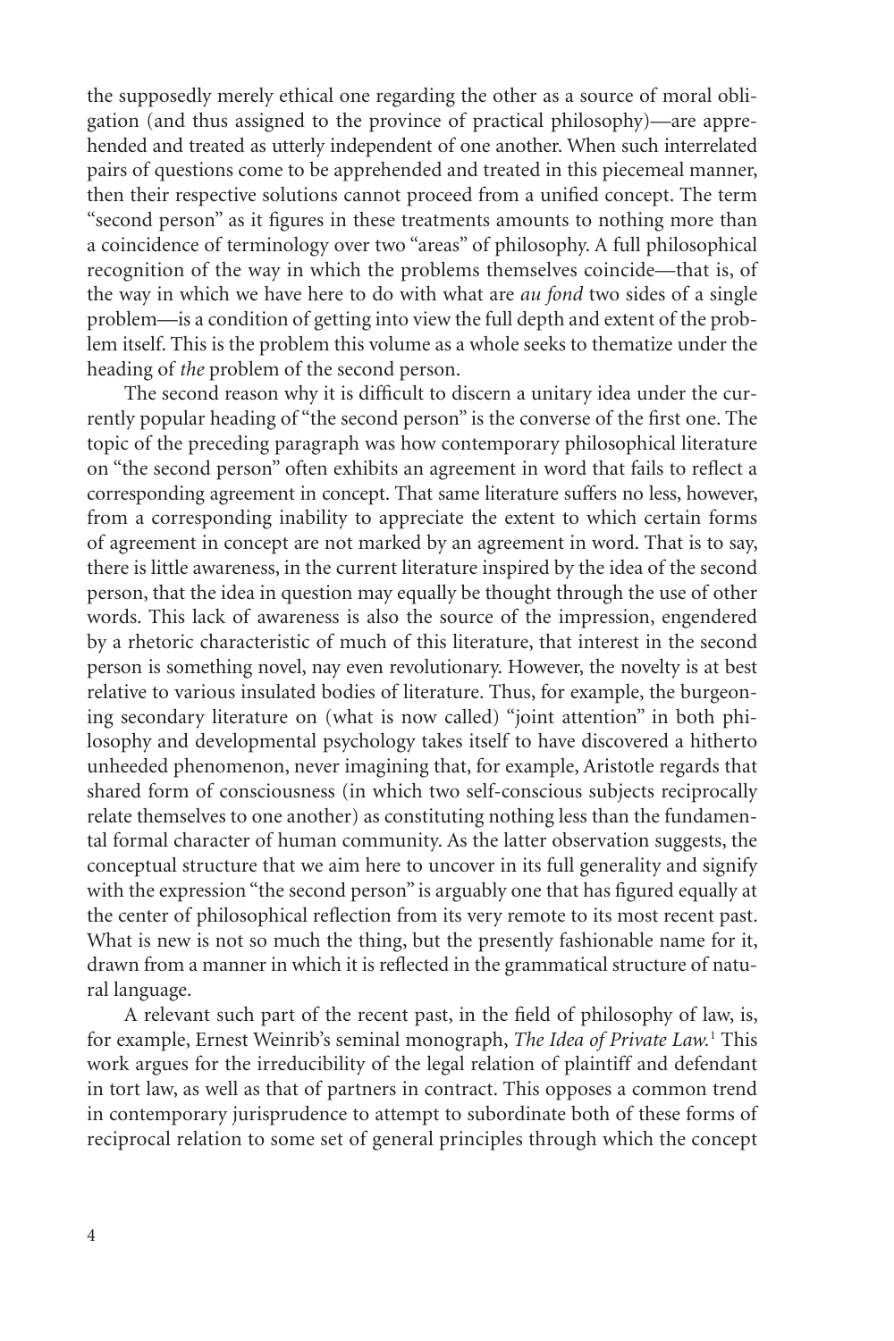the supposedly merely ethical one regarding the other as a source of moral obligation (and thus assigned to the province of practical philosophy)—are apprehended and treated as utterly independent of one another. When such interrelated pairs of questions come to be apprehended and treated in this piecemeal manner, then their respective solutions cannot proceed from a unified concept. The term "second person" as it figures in these treatments amounts to nothing more than a coincidence of terminology over two "areas" of philosophy. A full philosophical recognition of the way in which the problems themselves coincide—that is, of the way in which we have here to do with what are *au fond* two sides of a single problem—is a condition of getting into view the full depth and extent of the problem itself. This is the problem this volume as a whole seeks to thematize under the heading of *the* problem of the second person.

The second reason why it is difficult to discern a unitary idea under the currently popular heading of "the second person" is the converse of the first one. The topic of the preceding paragraph was how contemporary philosophical literature on "the second person" often exhibits an agreement in word that fails to reflect a corresponding agreement in concept. That same literature suffers no less, however, from a corresponding inability to appreciate the extent to which certain forms of agreement in concept are not marked by an agreement in word. That is to say, there is little awareness, in the current literature inspired by the idea of the second person, that the idea in question may equally be thought through the use of other words. This lack of awareness is also the source of the impression, engendered by a rhetoric characteristic of much of this literature, that interest in the second person is something novel, nay even revolutionary. However, the novelty is at best relative to various insulated bodies of literature. Thus, for example, the burgeoning secondary literature on (what is now called) "joint attention" in both philosophy and developmental psychology takes itself to have discovered a hitherto unheeded phenomenon, never imagining that, for example, Aristotle regards that shared form of consciousness (in which two self-conscious subjects reciprocally relate themselves to one another) as constituting nothing less than the fundamental formal character of human community. As the latter observation suggests, the conceptual structure that we aim here to uncover in its full generality and signify with the expression "the second person" is arguably one that has figured equally at the center of philosophical reflection from its very remote to its most recent past. What is new is not so much the thing, but the presently fashionable name for it, drawn from a manner in which it is reflected in the grammatical structure of natural language.

A relevant such part of the recent past, in the field of philosophy of law, is, for example, Ernest Weinrib's seminal monograph, *The Idea of Private Law.*[1] This work argues for the irreducibility of the legal relation of plaintiff and defendant in tort law, as well as that of partners in contract. This opposes a common trend in contemporary jurisprudence to attempt to subordinate both of these forms of reciprocal relation to some set of general principles through which the concept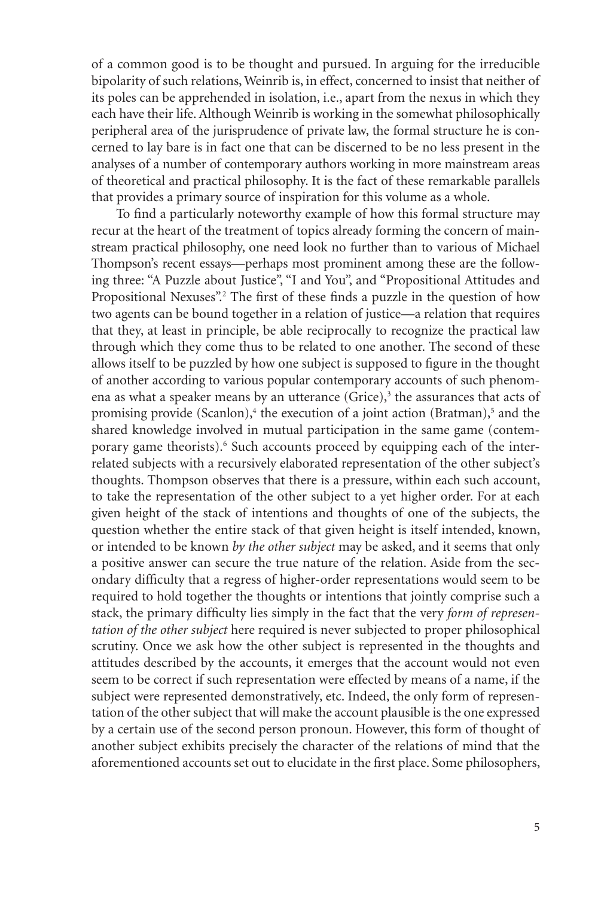of a common good is to be thought and pursued. In arguing for the irreducible bipolarity of such relations, Weinrib is, in effect, concerned to insist that neither of its poles can be apprehended in isolation, i.e., apart from the nexus in which they each have their life. Although Weinrib is working in the somewhat philosophically peripheral area of the jurisprudence of private law, the formal structure he is concerned to lay bare is in fact one that can be discerned to be no less present in the analyses of a number of contemporary authors working in more mainstream areas of theoretical and practical philosophy. It is the fact of these remarkable parallels that provides a primary source of inspiration for this volume as a whole.

To find a particularly noteworthy example of how this formal structure may recur at the heart of the treatment of topics already forming the concern of mainstream practical philosophy, one need look no further than to various of Michael Thompson's recent essays—perhaps most prominent among these are the following three: "A Puzzle about Justice", "I and You", and "Propositional Attitudes and Propositional Nexuses".[2] The first of these finds a puzzle in the question of how two agents can be bound together in a relation of justice—a relation that requires that they, at least in principle, be able reciprocally to recognize the practical law through which they come thus to be related to one another. The second of these allows itself to be puzzled by how one subject is supposed to figure in the thought of another according to various popular contemporary accounts of such phenomena as what a speaker means by an utterance (Grice),[3] the assurances that acts of promising provide (Scanlon),[4] the execution of a joint action (Bratman),[5] and the shared knowledge involved in mutual participation in the same game (contemporary game theorists).[6] Such accounts proceed by equipping each of the interrelated subjects with a recursively elaborated representation of the other subject's thoughts. Thompson observes that there is a pressure, within each such account, to take the representation of the other subject to a yet higher order. For at each given height of the stack of intentions and thoughts of one of the subjects, the question whether the entire stack of that given height is itself intended, known, or intended to be known *by the other subject* may be asked, and it seems that only a positive answer can secure the true nature of the relation. Aside from the secondary difficulty that a regress of higher-order representations would seem to be required to hold together the thoughts or intentions that jointly comprise such a stack, the primary difficulty lies simply in the fact that the very *form of representation of the other subject* here required is never subjected to proper philosophical scrutiny. Once we ask how the other subject is represented in the thoughts and attitudes described by the accounts, it emerges that the account would not even seem to be correct if such representation were effected by means of a name, if the subject were represented demonstratively, etc. Indeed, the only form of representation of the other subject that will make the account plausible is the one expressed by a certain use of the second person pronoun. However, this form of thought of another subject exhibits precisely the character of the relations of mind that the aforementioned accounts set out to elucidate in the first place. Some philosophers,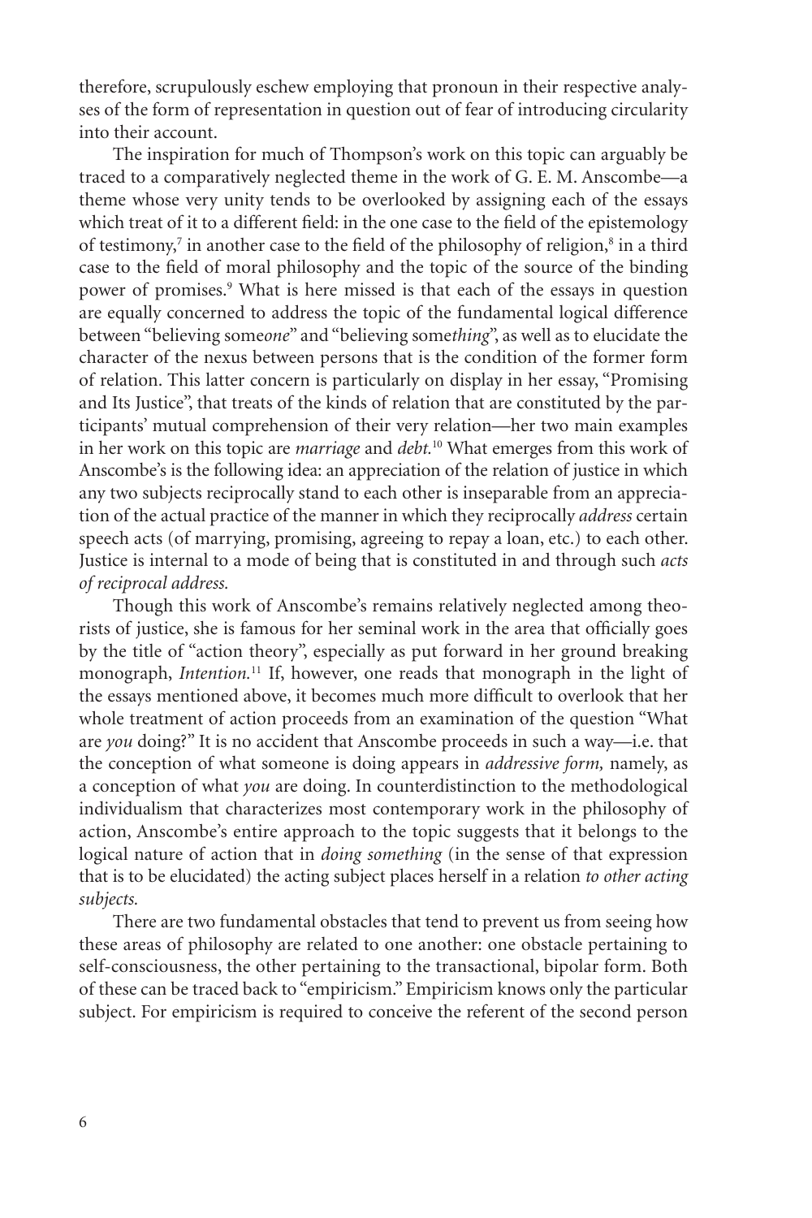therefore, scrupulously eschew employing that pronoun in their respective analyses of the form of representation in question out of fear of introducing circularity into their account.

The inspiration for much of Thompson's work on this topic can arguably be traced to a comparatively neglected theme in the work of G. E. M. Anscombe—a theme whose very unity tends to be overlooked by assigning each of the essays which treat of it to a different field: in the one case to the field of the epistemology of testimony,[7] in another case to the field of the philosophy of religion,[8] in a third case to the field of moral philosophy and the topic of the source of the binding power of promises.[9] What is here missed is that each of the essays in question are equally concerned to address the topic of the fundamental logical difference between "believing some*one*" and "believing some*thing*", as well as to elucidate the character of the nexus between persons that is the condition of the former form of relation. This latter concern is particularly on display in her essay, "Promising and Its Justice", that treats of the kinds of relation that are constituted by the participants' mutual comprehension of their very relation—her two main examples in her work on this topic are *marriage* and *debt.*[10] What emerges from this work of Anscombe's is the following idea: an appreciation of the relation of justice in which any two subjects reciprocally stand to each other is inseparable from an appreciation of the actual practice of the manner in which they reciprocally *address* certain speech acts (of marrying, promising, agreeing to repay a loan, etc.) to each other. Justice is internal to a mode of being that is constituted in and through such *acts of reciprocal address.*

Though this work of Anscombe's remains relatively neglected among theorists of justice, she is famous for her seminal work in the area that officially goes by the title of "action theory", especially as put forward in her ground breaking monograph, *Intention.*[11] If, however, one reads that monograph in the light of the essays mentioned above, it becomes much more difficult to overlook that her whole treatment of action proceeds from an examination of the question "What are *you* doing?" It is no accident that Anscombe proceeds in such a way—i.e. that the conception of what someone is doing appears in *addressive form,* namely, as a conception of what *you* are doing. In counterdistinction to the methodological individualism that characterizes most contemporary work in the philosophy of action, Anscombe's entire approach to the topic suggests that it belongs to the logical nature of action that in *doing something* (in the sense of that expression that is to be elucidated) the acting subject places herself in a relation *to other acting subjects.*

There are two fundamental obstacles that tend to prevent us from seeing how these areas of philosophy are related to one another: one obstacle pertaining to self-consciousness, the other pertaining to the transactional, bipolar form. Both of these can be traced back to "empiricism." Empiricism knows only the particular subject. For empiricism is required to conceive the referent of the second person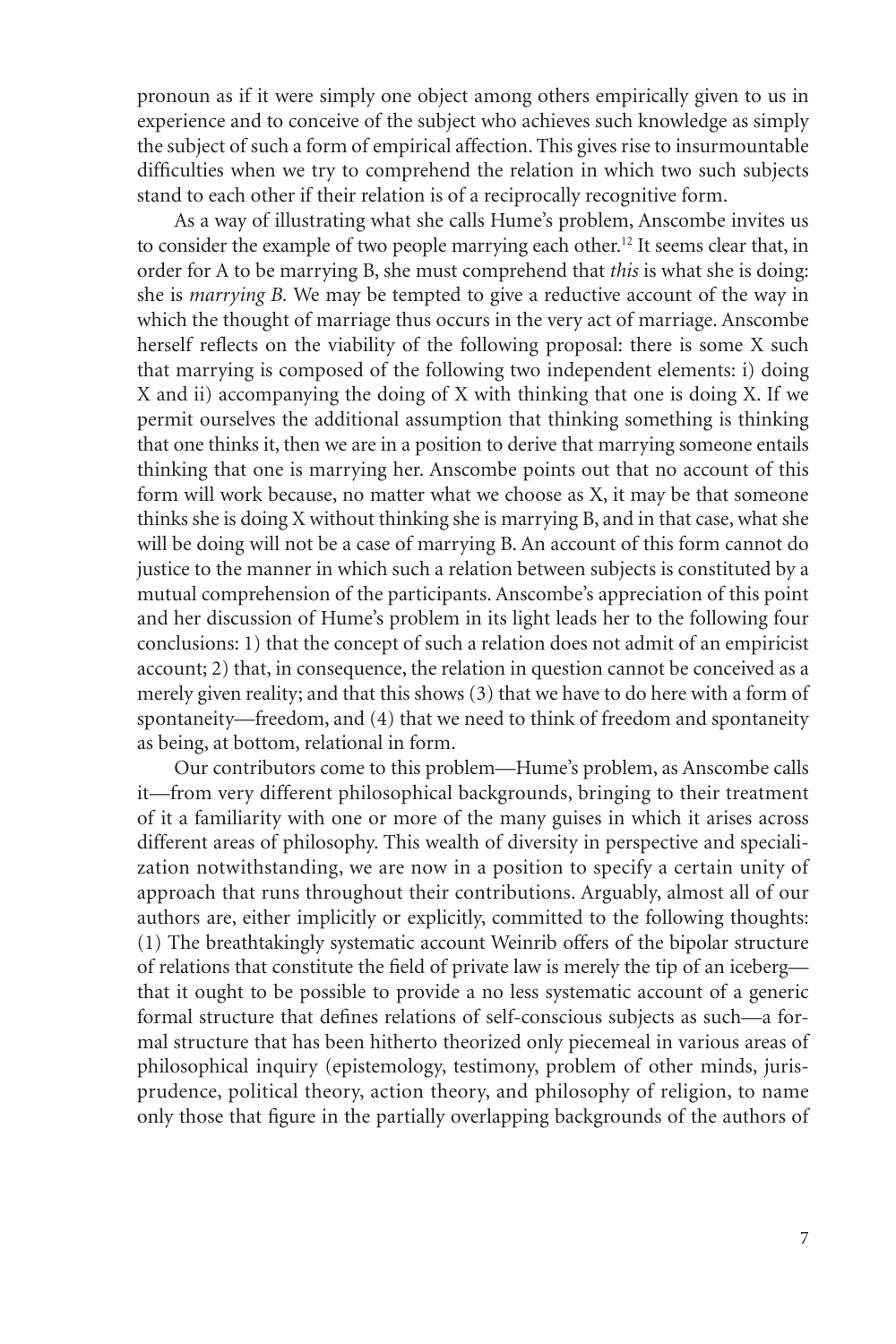pronoun as if it were simply one object among others empirically given to us in experience and to conceive of the subject who achieves such knowledge as simply the subject of such a form of empirical affection. This gives rise to insurmountable difficulties when we try to comprehend the relation in which two such subjects stand to each other if their relation is of a reciprocally recognitive form.

As a way of illustrating what she calls Hume's problem, Anscombe invites us to consider the example of two people marrying each other.[12] It seems clear that, in order for A to be marrying B, she must comprehend that *this* is what she is doing: she is *marrying B.* We may be tempted to give a reductive account of the way in which the thought of marriage thus occurs in the very act of marriage. Anscombe herself reflects on the viability of the following proposal: there is some X such that marrying is composed of the following two independent elements: i) doing X and ii) accompanying the doing of X with thinking that one is doing X. If we permit ourselves the additional assumption that thinking something is thinking that one thinks it, then we are in a position to derive that marrying someone entails thinking that one is marrying her. Anscombe points out that no account of this form will work because, no matter what we choose as X, it may be that someone thinks she is doing X without thinking she is marrying B, and in that case, what she will be doing will not be a case of marrying B. An account of this form cannot do justice to the manner in which such a relation between subjects is constituted by a mutual comprehension of the participants. Anscombe's appreciation of this point and her discussion of Hume's problem in its light leads her to the following four conclusions: 1) that the concept of such a relation does not admit of an empiricist account; 2) that, in consequence, the relation in question cannot be conceived as a merely given reality; and that this shows (3) that we have to do here with a form of spontaneity—freedom, and (4) that we need to think of freedom and spontaneity as being, at bottom, relational in form.

Our contributors come to this problem—Hume's problem, as Anscombe calls it—from very different philosophical backgrounds, bringing to their treatment of it a familiarity with one or more of the many guises in which it arises across different areas of philosophy. This wealth of diversity in perspective and specialization notwithstanding, we are now in a position to specify a certain unity of approach that runs throughout their contributions. Arguably, almost all of our authors are, either implicitly or explicitly, committed to the following thoughts: (1) The breathtakingly systematic account Weinrib offers of the bipolar structure of relations that constitute the field of private law is merely the tip of an iceberg—that it ought to be possible to provide a no less systematic account of a generic formal structure that defines relations of self-conscious subjects as such—a formal structure that has been hitherto theorized only piecemeal in various areas of philosophical inquiry (epistemology, testimony, problem of other minds, jurisprudence, political theory, action theory, and philosophy of religion, to name only those that figure in the partially overlapping backgrounds of the authors of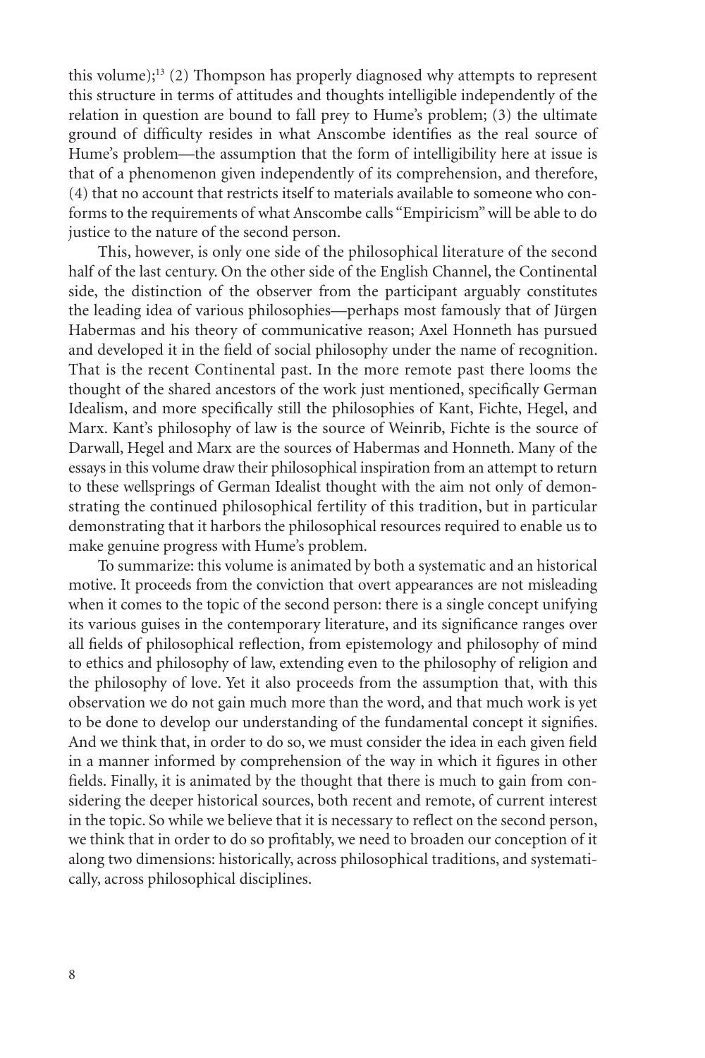this volume);[13] (2) Thompson has properly diagnosed why attempts to represent this structure in terms of attitudes and thoughts intelligible independently of the relation in question are bound to fall prey to Hume's problem; (3) the ultimate ground of difficulty resides in what Anscombe identifies as the real source of Hume's problem—the assumption that the form of intelligibility here at issue is that of a phenomenon given independently of its comprehension, and therefore, (4) that no account that restricts itself to materials available to someone who conforms to the requirements of what Anscombe calls "Empiricism" will be able to do justice to the nature of the second person.

This, however, is only one side of the philosophical literature of the second half of the last century. On the other side of the English Channel, the Continental side, the distinction of the observer from the participant arguably constitutes the leading idea of various philosophies—perhaps most famously that of Jürgen Habermas and his theory of communicative reason; Axel Honneth has pursued and developed it in the field of social philosophy under the name of recognition. That is the recent Continental past. In the more remote past there looms the thought of the shared ancestors of the work just mentioned, specifically German Idealism, and more specifically still the philosophies of Kant, Fichte, Hegel, and Marx. Kant's philosophy of law is the source of Weinrib, Fichte is the source of Darwall, Hegel and Marx are the sources of Habermas and Honneth. Many of the essays in this volume draw their philosophical inspiration from an attempt to return to these wellsprings of German Idealist thought with the aim not only of demonstrating the continued philosophical fertility of this tradition, but in particular demonstrating that it harbors the philosophical resources required to enable us to make genuine progress with Hume's problem.

To summarize: this volume is animated by both a systematic and an historical motive. It proceeds from the conviction that overt appearances are not misleading when it comes to the topic of the second person: there is a single concept unifying its various guises in the contemporary literature, and its significance ranges over all fields of philosophical reflection, from epistemology and philosophy of mind to ethics and philosophy of law, extending even to the philosophy of religion and the philosophy of love. Yet it also proceeds from the assumption that, with this observation we do not gain much more than the word, and that much work is yet to be done to develop our understanding of the fundamental concept it signifies. And we think that, in order to do so, we must consider the idea in each given field in a manner informed by comprehension of the way in which it figures in other fields. Finally, it is animated by the thought that there is much to gain from considering the deeper historical sources, both recent and remote, of current interest in the topic. So while we believe that it is necessary to reflect on the second person, we think that in order to do so profitably, we need to broaden our conception of it along two dimensions: historically, across philosophical traditions, and systematically, across philosophical disciplines.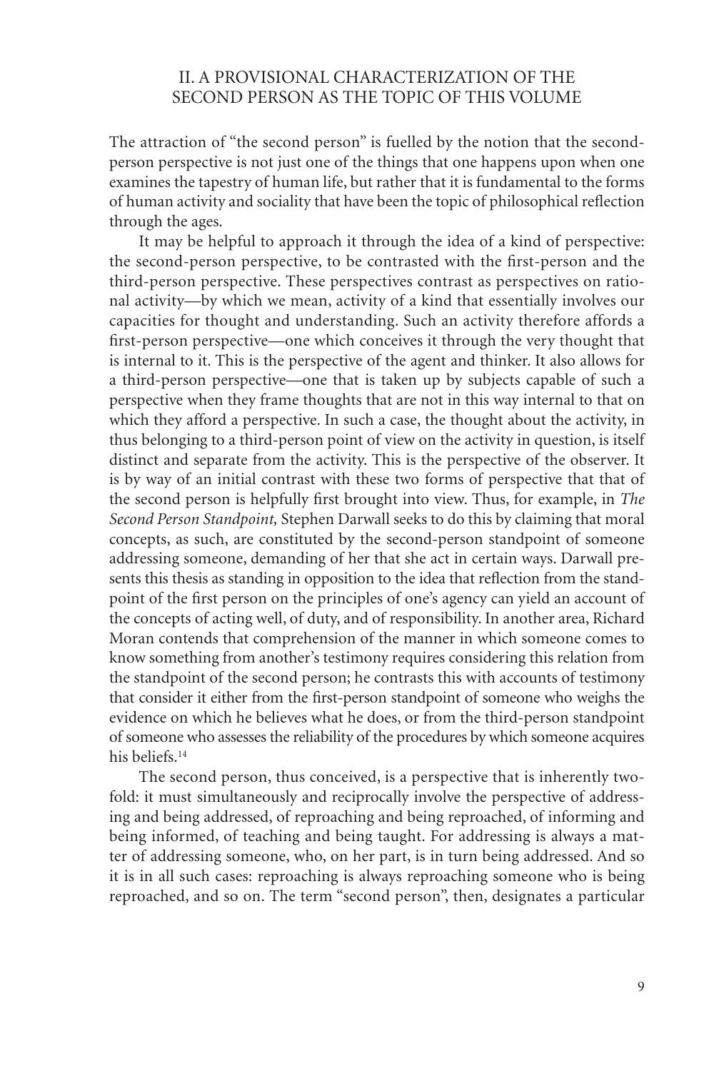## II. A PROVISIONAL CHARACTERIZATION OF THE SECOND PERSON AS THE TOPIC OF THIS VOLUME

The attraction of "the second person" is fuelled by the notion that the second-person perspective is not just one of the things that one happens upon when one examines the tapestry of human life, but rather that it is fundamental to the forms of human activity and sociality that have been the topic of philosophical reflection through the ages.

It may be helpful to approach it through the idea of a kind of perspective: the second-person perspective, to be contrasted with the first-person and the third-person perspective. These perspectives contrast as perspectives on rational activity—by which we mean, activity of a kind that essentially involves our capacities for thought and understanding. Such an activity therefore affords a first-person perspective—one which conceives it through the very thought that is internal to it. This is the perspective of the agent and thinker. It also allows for a third-person perspective—one that is taken up by subjects capable of such a perspective when they frame thoughts that are not in this way internal to that on which they afford a perspective. In such a case, the thought about the activity, in thus belonging to a third-person point of view on the activity in question, is itself distinct and separate from the activity. This is the perspective of the observer. It is by way of an initial contrast with these two forms of perspective that that of the second person is helpfully first brought into view. Thus, for example, in *The Second Person Standpoint,* Stephen Darwall seeks to do this by claiming that moral concepts, as such, are constituted by the second-person standpoint of someone addressing someone, demanding of her that she act in certain ways. Darwall presents this thesis as standing in opposition to the idea that reflection from the standpoint of the first person on the principles of one's agency can yield an account of the concepts of acting well, of duty, and of responsibility. In another area, Richard Moran contends that comprehension of the manner in which someone comes to know something from another's testimony requires considering this relation from the standpoint of the second person; he contrasts this with accounts of testimony that consider it either from the first-person standpoint of someone who weighs the evidence on which he believes what he does, or from the third-person standpoint of someone who assesses the reliability of the procedures by which someone acquires his beliefs.[14]

The second person, thus conceived, is a perspective that is inherently twofold: it must simultaneously and reciprocally involve the perspective of addressing and being addressed, of reproaching and being reproached, of informing and being informed, of teaching and being taught. For addressing is always a matter of addressing someone, who, on her part, is in turn being addressed. And so it is in all such cases: reproaching is always reproaching someone who is being reproached, and so on. The term "second person", then, designates a particular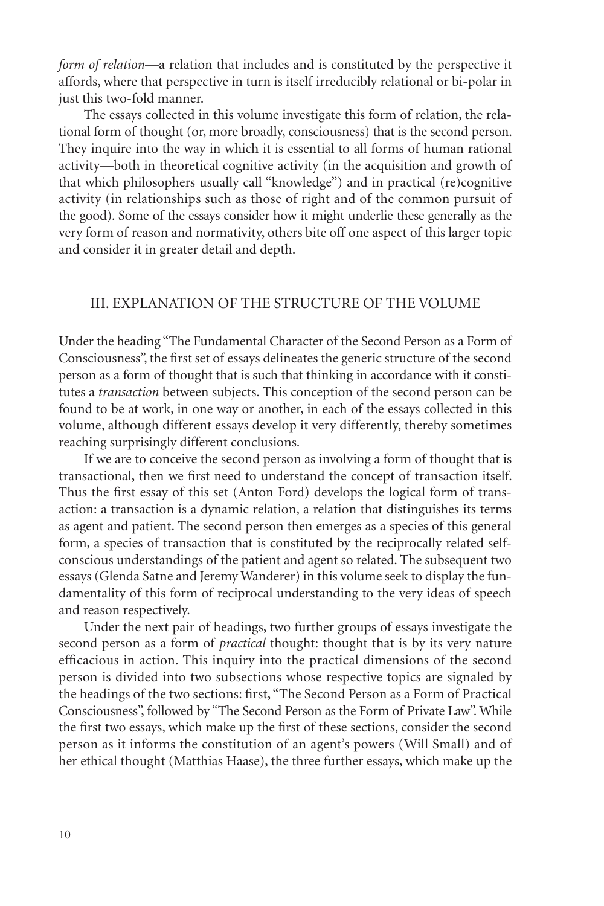*form of relation*—a relation that includes and is constituted by the perspective it affords, where that perspective in turn is itself irreducibly relational or bi-polar in just this two-fold manner.

The essays collected in this volume investigate this form of relation, the relational form of thought (or, more broadly, consciousness) that is the second person. They inquire into the way in which it is essential to all forms of human rational activity—both in theoretical cognitive activity (in the acquisition and growth of that which philosophers usually call "knowledge") and in practical (re)cognitive activity (in relationships such as those of right and of the common pursuit of the good). Some of the essays consider how it might underlie these generally as the very form of reason and normativity, others bite off one aspect of this larger topic and consider it in greater detail and depth.

## III. EXPLANATION OF THE STRUCTURE OF THE VOLUME

Under the heading "The Fundamental Character of the Second Person as a Form of Consciousness", the first set of essays delineates the generic structure of the second person as a form of thought that is such that thinking in accordance with it constitutes a *transaction* between subjects. This conception of the second person can be found to be at work, in one way or another, in each of the essays collected in this volume, although different essays develop it very differently, thereby sometimes reaching surprisingly different conclusions.

If we are to conceive the second person as involving a form of thought that is transactional, then we first need to understand the concept of transaction itself. Thus the first essay of this set (Anton Ford) develops the logical form of transaction: a transaction is a dynamic relation, a relation that distinguishes its terms as agent and patient. The second person then emerges as a species of this general form, a species of transaction that is constituted by the reciprocally related self-conscious understandings of the patient and agent so related. The subsequent two essays (Glenda Satne and Jeremy Wanderer) in this volume seek to display the fundamentality of this form of reciprocal understanding to the very ideas of speech and reason respectively.

Under the next pair of headings, two further groups of essays investigate the second person as a form of *practical* thought: thought that is by its very nature efficacious in action. This inquiry into the practical dimensions of the second person is divided into two subsections whose respective topics are signaled by the headings of the two sections: first, "The Second Person as a Form of Practical Consciousness", followed by "The Second Person as the Form of Private Law". While the first two essays, which make up the first of these sections, consider the second person as it informs the constitution of an agent's powers (Will Small) and of her ethical thought (Matthias Haase), the three further essays, which make up the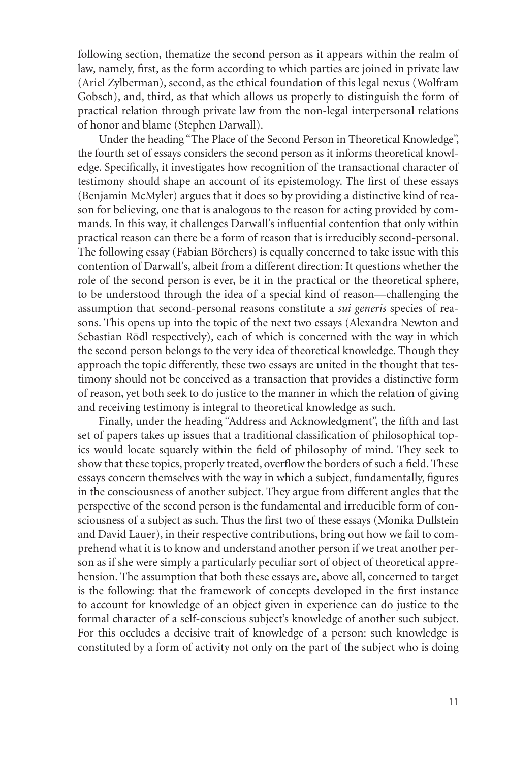following section, thematize the second person as it appears within the realm of law, namely, first, as the form according to which parties are joined in private law (Ariel Zylberman), second, as the ethical foundation of this legal nexus (Wolfram Gobsch), and, third, as that which allows us properly to distinguish the form of practical relation through private law from the non-legal interpersonal relations of honor and blame (Stephen Darwall).

Under the heading "The Place of the Second Person in Theoretical Knowledge", the fourth set of essays considers the second person as it informs theoretical knowledge. Specifically, it investigates how recognition of the transactional character of testimony should shape an account of its epistemology. The first of these essays (Benjamin McMyler) argues that it does so by providing a distinctive kind of reason for believing, one that is analogous to the reason for acting provided by commands. In this way, it challenges Darwall's influential contention that only within practical reason can there be a form of reason that is irreducibly second-personal. The following essay (Fabian Börchers) is equally concerned to take issue with this contention of Darwall's, albeit from a different direction: It questions whether the role of the second person is ever, be it in the practical or the theoretical sphere, to be understood through the idea of a special kind of reason—challenging the assumption that second-personal reasons constitute a *sui generis* species of reasons. This opens up into the topic of the next two essays (Alexandra Newton and Sebastian Rödl respectively), each of which is concerned with the way in which the second person belongs to the very idea of theoretical knowledge. Though they approach the topic differently, these two essays are united in the thought that testimony should not be conceived as a transaction that provides a distinctive form of reason, yet both seek to do justice to the manner in which the relation of giving and receiving testimony is integral to theoretical knowledge as such.

Finally, under the heading "Address and Acknowledgment", the fifth and last set of papers takes up issues that a traditional classification of philosophical topics would locate squarely within the field of philosophy of mind. They seek to show that these topics, properly treated, overflow the borders of such a field. These essays concern themselves with the way in which a subject, fundamentally, figures in the consciousness of another subject. They argue from different angles that the perspective of the second person is the fundamental and irreducible form of consciousness of a subject as such. Thus the first two of these essays (Monika Dullstein and David Lauer), in their respective contributions, bring out how we fail to comprehend what it is to know and understand another person if we treat another person as if she were simply a particularly peculiar sort of object of theoretical apprehension. The assumption that both these essays are, above all, concerned to target is the following: that the framework of concepts developed in the first instance to account for knowledge of an object given in experience can do justice to the formal character of a self-conscious subject's knowledge of another such subject. For this occludes a decisive trait of knowledge of a person: such knowledge is constituted by a form of activity not only on the part of the subject who is doing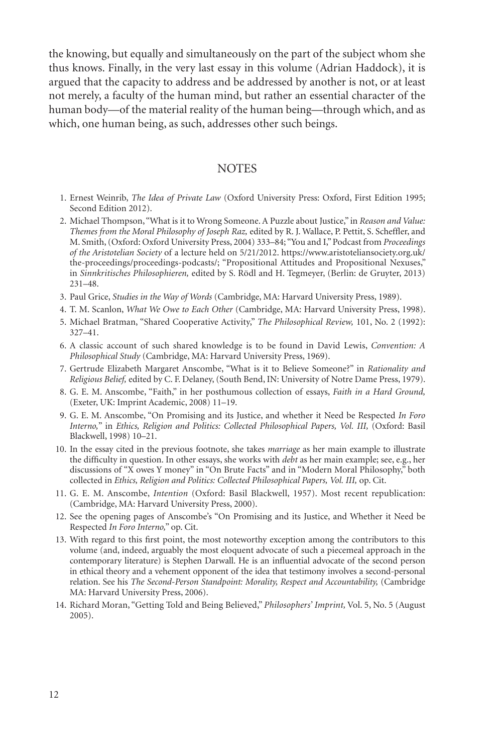the knowing, but equally and simultaneously on the part of the subject whom she thus knows. Finally, in the very last essay in this volume (Adrian Haddock), it is argued that the capacity to address and be addressed by another is not, or at least not merely, a faculty of the human mind, but rather an essential character of the human body—of the material reality of the human being—through which, and as which, one human being, as such, addresses other such beings.

## NOTES

1. Ernest Weinrib, *The Idea of Private Law* (Oxford University Press: Oxford, First Edition 1995; Second Edition 2012).
2. Michael Thompson, "What is it to Wrong Someone. A Puzzle about Justice," in *Reason and Value: Themes from the Moral Philosophy of Joseph Raz,* edited by R. J. Wallace, P. Pettit, S. Scheffler, and M. Smith, (Oxford: Oxford University Press, 2004) 333–84; "You and I," Podcast from *Proceedings of the Aristotelian Society* of a lecture held on 5/21/2012. https://www.aristoteliansociety.org.uk/the-proceedings/proceedings-podcasts/; "Propositional Attitudes and Propositional Nexuses," in *Sinnkritisches Philosophieren,* edited by S. Rödl and H. Tegmeyer, (Berlin: de Gruyter, 2013) 231–48.
3. Paul Grice, *Studies in the Way of Words* (Cambridge, MA: Harvard University Press, 1989).
4. T. M. Scanlon, *What We Owe to Each Other* (Cambridge, MA: Harvard University Press, 1998).
5. Michael Bratman, "Shared Cooperative Activity," *The Philosophical Review,* 101, No. 2 (1992): 327–41.
6. A classic account of such shared knowledge is to be found in David Lewis, *Convention: A Philosophical Study* (Cambridge, MA: Harvard University Press, 1969).
7. Gertrude Elizabeth Margaret Anscombe, "What is it to Believe Someone?" in *Rationality and Religious Belief,* edited by C. F. Delaney, (South Bend, IN: University of Notre Dame Press, 1979).
8. G. E. M. Anscombe, "Faith," in her posthumous collection of essays, *Faith in a Hard Ground,* (Exeter, UK: Imprint Academic, 2008) 11–19.
9. G. E. M. Anscombe, "On Promising and its Justice, and whether it Need be Respected *In Foro Interno,*" in *Ethics, Religion and Politics: Collected Philosophical Papers, Vol. III,* (Oxford: Basil Blackwell, 1998) 10–21.
10. In the essay cited in the previous footnote, she takes *marriage* as her main example to illustrate the difficulty in question. In other essays, she works with *debt* as her main example; see, e.g., her discussions of "X owes Y money" in "On Brute Facts" and in "Modern Moral Philosophy," both collected in *Ethics, Religion and Politics: Collected Philosophical Papers, Vol. III,* op. Cit.
11. G. E. M. Anscombe, *Intention* (Oxford: Basil Blackwell, 1957). Most recent republication: (Cambridge, MA: Harvard University Press, 2000).
12. See the opening pages of Anscombe's "On Promising and its Justice, and Whether it Need be Respected *In Foro Interno,*" op. Cit.
13. With regard to this first point, the most noteworthy exception among the contributors to this volume (and, indeed, arguably the most eloquent advocate of such a piecemeal approach in the contemporary literature) is Stephen Darwall. He is an influential advocate of the second person in ethical theory and a vehement opponent of the idea that testimony involves a second-personal relation. See his *The Second-Person Standpoint: Morality, Respect and Accountability,* (Cambridge MA: Harvard University Press, 2006).
14. Richard Moran, "Getting Told and Being Believed," *Philosophers' Imprint,* Vol. 5, No. 5 (August 2005).